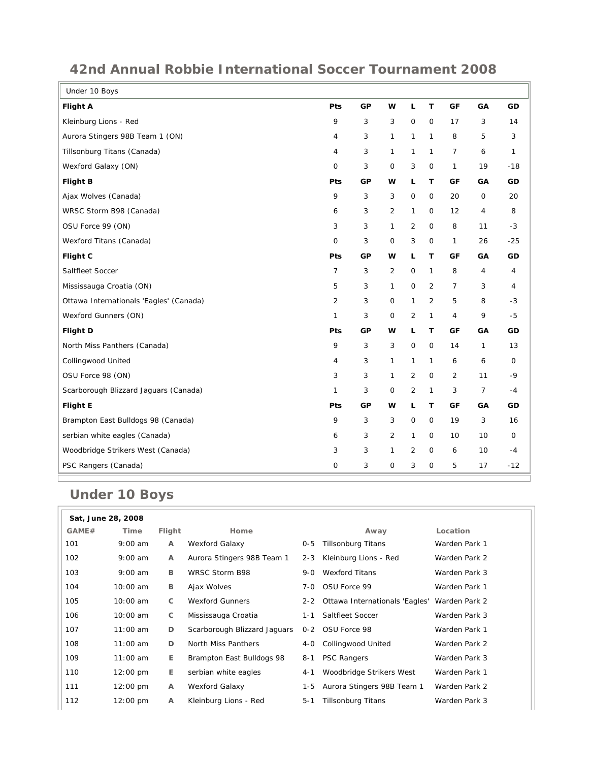## 42nd Annual Robbie International Soccer Tournament 2008

| Under 10 Boys | | | | | | | | |
|---|---|---|---|---|---|---|---|---|
| **Flight A** | **Pts** | **GP** | **W** | **L** | **T** | **GF** | **GA** | **GD** |
| Kleinburg Lions - Red | 9 | 3 | 3 | 0 | 0 | 17 | 3 | 14 |
| Aurora Stingers 98B Team 1 (ON) | 4 | 3 | 1 | 1 | 1 | 8 | 5 | 3 |
| Tillsonburg Titans (Canada) | 4 | 3 | 1 | 1 | 1 | 7 | 6 | 1 |
| Wexford Galaxy (ON) | 0 | 3 | 0 | 3 | 0 | 1 | 19 | -18 |
| **Flight B** | **Pts** | **GP** | **W** | **L** | **T** | **GF** | **GA** | **GD** |
| Ajax Wolves (Canada) | 9 | 3 | 3 | 0 | 0 | 20 | 0 | 20 |
| WRSC Storm B98 (Canada) | 6 | 3 | 2 | 1 | 0 | 12 | 4 | 8 |
| OSU Force 99 (ON) | 3 | 3 | 1 | 2 | 0 | 8 | 11 | -3 |
| Wexford Titans (Canada) | 0 | 3 | 0 | 3 | 0 | 1 | 26 | -25 |
| **Flight C** | **Pts** | **GP** | **W** | **L** | **T** | **GF** | **GA** | **GD** |
| Saltfleet Soccer | 7 | 3 | 2 | 0 | 1 | 8 | 4 | 4 |
| Mississauga Croatia (ON) | 5 | 3 | 1 | 0 | 2 | 7 | 3 | 4 |
| Ottawa Internationals 'Eagles' (Canada) | 2 | 3 | 0 | 1 | 2 | 5 | 8 | -3 |
| Wexford Gunners (ON) | 1 | 3 | 0 | 2 | 1 | 4 | 9 | -5 |
| **Flight D** | **Pts** | **GP** | **W** | **L** | **T** | **GF** | **GA** | **GD** |
| North Miss Panthers (Canada) | 9 | 3 | 3 | 0 | 0 | 14 | 1 | 13 |
| Collingwood United | 4 | 3 | 1 | 1 | 1 | 6 | 6 | 0 |
| OSU Force 98 (ON) | 3 | 3 | 1 | 2 | 0 | 2 | 11 | -9 |
| Scarborough Blizzard Jaguars (Canada) | 1 | 3 | 0 | 2 | 1 | 3 | 7 | -4 |
| **Flight E** | **Pts** | **GP** | **W** | **L** | **T** | **GF** | **GA** | **GD** |
| Brampton East Bulldogs 98 (Canada) | 9 | 3 | 3 | 0 | 0 | 19 | 3 | 16 |
| serbian white eagles (Canada) | 6 | 3 | 2 | 1 | 0 | 10 | 10 | 0 |
| Woodbridge Strikers West (Canada) | 3 | 3 | 1 | 2 | 0 | 6 | 10 | -4 |
| PSC Rangers (Canada) | 0 | 3 | 0 | 3 | 0 | 5 | 17 | -12 |

## Under 10 Boys

**Sat, June 28, 2008**

| GAME# | Time | Flight | Home | | Away | Location |
|---|---|---|---|---|---|---|
| 101 | 9:00 am | A | Wexford Galaxy | 0-5 | Tillsonburg Titans | Warden Park 1 |
| 102 | 9:00 am | A | Aurora Stingers 98B Team 1 | 2-3 | Kleinburg Lions - Red | Warden Park 2 |
| 103 | 9:00 am | B | WRSC Storm B98 | 9-0 | Wexford Titans | Warden Park 3 |
| 104 | 10:00 am | B | Ajax Wolves | 7-0 | OSU Force 99 | Warden Park 1 |
| 105 | 10:00 am | C | Wexford Gunners | 2-2 | Ottawa Internationals 'Eagles' | Warden Park 2 |
| 106 | 10:00 am | C | Mississauga Croatia | 1-1 | Saltfleet Soccer | Warden Park 3 |
| 107 | 11:00 am | D | Scarborough Blizzard Jaguars | 0-2 | OSU Force 98 | Warden Park 1 |
| 108 | 11:00 am | D | North Miss Panthers | 4-0 | Collingwood United | Warden Park 2 |
| 109 | 11:00 am | E | Brampton East Bulldogs 98 | 8-1 | PSC Rangers | Warden Park 3 |
| 110 | 12:00 pm | E | serbian white eagles | 4-1 | Woodbridge Strikers West | Warden Park 1 |
| 111 | 12:00 pm | A | Wexford Galaxy | 1-5 | Aurora Stingers 98B Team 1 | Warden Park 2 |
| 112 | 12:00 pm | A | Kleinburg Lions - Red | 5-1 | Tillsonburg Titans | Warden Park 3 |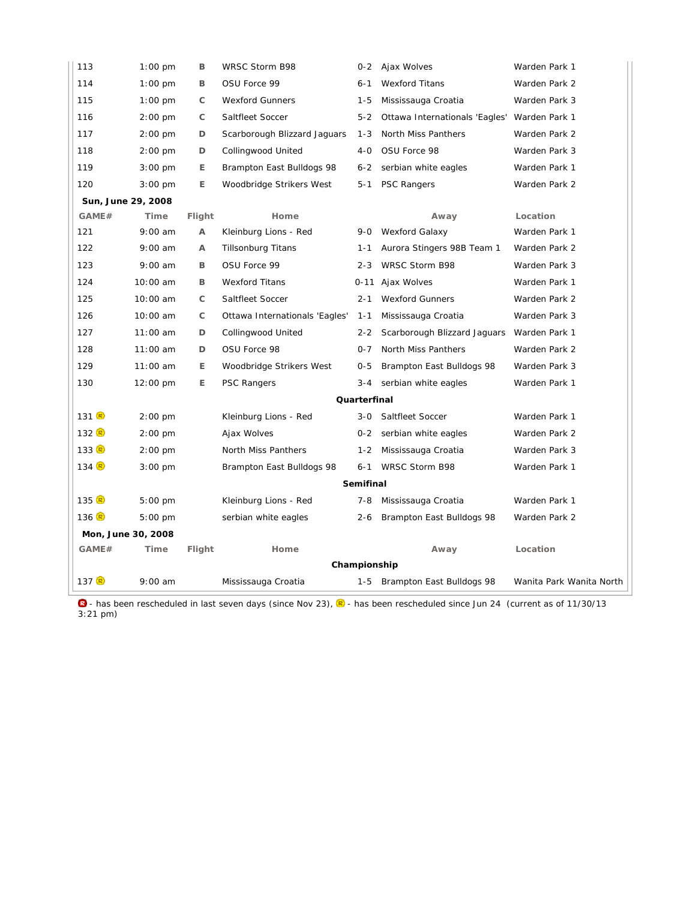| | | | | | | |
|---|---|---|---|---|---|---|
| 113 | 1:00 pm | B | WRSC Storm B98 | 0-2 | Ajax Wolves | Warden Park 1 |
| 114 | 1:00 pm | B | OSU Force 99 | 6-1 | Wexford Titans | Warden Park 2 |
| 115 | 1:00 pm | C | Wexford Gunners | 1-5 | Mississauga Croatia | Warden Park 3 |
| 116 | 2:00 pm | C | Saltfleet Soccer | 5-2 | Ottawa Internationals 'Eagles' | Warden Park 1 |
| 117 | 2:00 pm | D | Scarborough Blizzard Jaguars | 1-3 | North Miss Panthers | Warden Park 2 |
| 118 | 2:00 pm | D | Collingwood United | 4-0 | OSU Force 98 | Warden Park 3 |
| 119 | 3:00 pm | E | Brampton East Bulldogs 98 | 6-2 | serbian white eagles | Warden Park 1 |
| 120 | 3:00 pm | E | Woodbridge Strikers West | 5-1 | PSC Rangers | Warden Park 2 |

**Sun, June 29, 2008**

| GAME# | Time | Flight | Home | | Away | Location |
|---|---|---|---|---|---|---|
| 121 | 9:00 am | A | Kleinburg Lions - Red | 9-0 | Wexford Galaxy | Warden Park 1 |
| 122 | 9:00 am | A | Tillsonburg Titans | 1-1 | Aurora Stingers 98B Team 1 | Warden Park 2 |
| 123 | 9:00 am | B | OSU Force 99 | 2-3 | WRSC Storm B98 | Warden Park 3 |
| 124 | 10:00 am | B | Wexford Titans | 0-11 | Ajax Wolves | Warden Park 1 |
| 125 | 10:00 am | C | Saltfleet Soccer | 2-1 | Wexford Gunners | Warden Park 2 |
| 126 | 10:00 am | C | Ottawa Internationals 'Eagles' | 1-1 | Mississauga Croatia | Warden Park 3 |
| 127 | 11:00 am | D | Collingwood United | 2-2 | Scarborough Blizzard Jaguars | Warden Park 1 |
| 128 | 11:00 am | D | OSU Force 98 | 0-7 | North Miss Panthers | Warden Park 2 |
| 129 | 11:00 am | E | Woodbridge Strikers West | 0-5 | Brampton East Bulldogs 98 | Warden Park 3 |
| 130 | 12:00 pm | E | PSC Rangers | 3-4 | serbian white eagles | Warden Park 1 |
| | | | | **Quarterfinal** | | |
| 131 (R) | 2:00 pm | | Kleinburg Lions - Red | 3-0 | Saltfleet Soccer | Warden Park 1 |
| 132 (R) | 2:00 pm | | Ajax Wolves | 0-2 | serbian white eagles | Warden Park 2 |
| 133 (R) | 2:00 pm | | North Miss Panthers | 1-2 | Mississauga Croatia | Warden Park 3 |
| 134 (R) | 3:00 pm | | Brampton East Bulldogs 98 | 6-1 | WRSC Storm B98 | Warden Park 1 |
| | | | | **Semifinal** | | |
| 135 (R) | 5:00 pm | | Kleinburg Lions - Red | 7-8 | Mississauga Croatia | Warden Park 1 |
| 136 (R) | 5:00 pm | | serbian white eagles | 2-6 | Brampton East Bulldogs 98 | Warden Park 2 |

**Mon, June 30, 2008**

| GAME# | Time | Flight | Home | | Away | Location |
|---|---|---|---|---|---|---|
| | | | | **Championship** | | |
| 137 (R) | 9:00 am | | Mississauga Croatia | 1-5 | Brampton East Bulldogs 98 | Wanita Park Wanita North |

(R) - has been rescheduled in last seven days (since Nov 23), (R) - has been rescheduled since Jun 24 (current as of 11/30/13 3:21 pm)